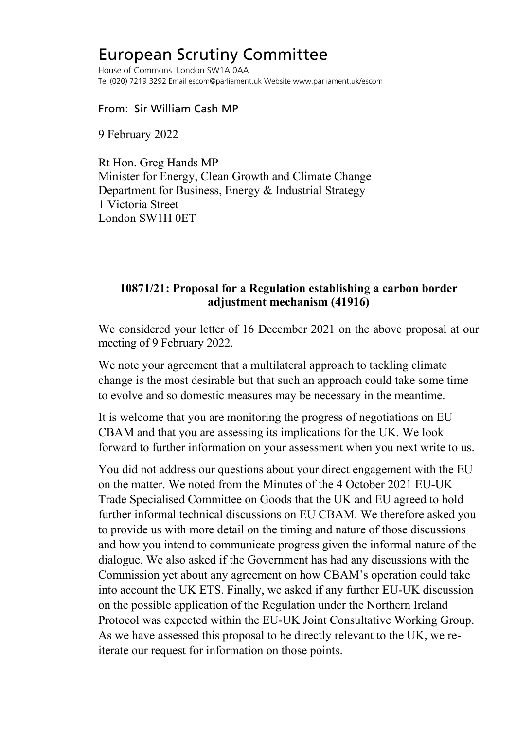# European Scrutiny Committee

House of Commons London SW1A 0AA
Tel (020) 7219 3292 Email escom@parliament.uk Website www.parliament.uk/escom

From: Sir William Cash MP

9 February 2022

Rt Hon. Greg Hands MP
Minister for Energy, Clean Growth and Climate Change
Department for Business, Energy & Industrial Strategy
1 Victoria Street
London SW1H 0ET

**10871/21: Proposal for a Regulation establishing a carbon border adjustment mechanism (41916)**

We considered your letter of 16 December 2021 on the above proposal at our meeting of 9 February 2022.

We note your agreement that a multilateral approach to tackling climate change is the most desirable but that such an approach could take some time to evolve and so domestic measures may be necessary in the meantime.

It is welcome that you are monitoring the progress of negotiations on EU CBAM and that you are assessing its implications for the UK. We look forward to further information on your assessment when you next write to us.

You did not address our questions about your direct engagement with the EU on the matter. We noted from the Minutes of the 4 October 2021 EU-UK Trade Specialised Committee on Goods that the UK and EU agreed to hold further informal technical discussions on EU CBAM. We therefore asked you to provide us with more detail on the timing and nature of those discussions and how you intend to communicate progress given the informal nature of the dialogue. We also asked if the Government has had any discussions with the Commission yet about any agreement on how CBAM's operation could take into account the UK ETS. Finally, we asked if any further EU-UK discussion on the possible application of the Regulation under the Northern Ireland Protocol was expected within the EU-UK Joint Consultative Working Group. As we have assessed this proposal to be directly relevant to the UK, we re-iterate our request for information on those points.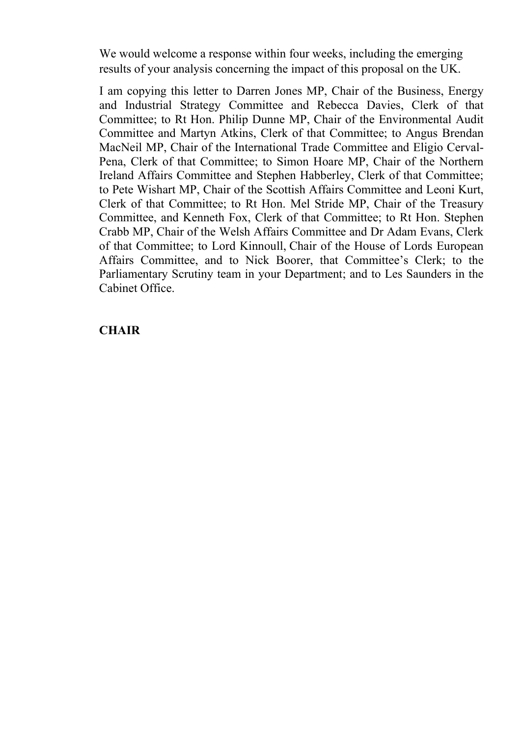We would welcome a response within four weeks, including the emerging results of your analysis concerning the impact of this proposal on the UK.

I am copying this letter to Darren Jones MP, Chair of the Business, Energy and Industrial Strategy Committee and Rebecca Davies, Clerk of that Committee; to Rt Hon. Philip Dunne MP, Chair of the Environmental Audit Committee and Martyn Atkins, Clerk of that Committee; to Angus Brendan MacNeil MP, Chair of the International Trade Committee and Eligio Cerval-Pena, Clerk of that Committee; to Simon Hoare MP, Chair of the Northern Ireland Affairs Committee and Stephen Habberley, Clerk of that Committee; to Pete Wishart MP, Chair of the Scottish Affairs Committee and Leoni Kurt, Clerk of that Committee; to Rt Hon. Mel Stride MP, Chair of the Treasury Committee, and Kenneth Fox, Clerk of that Committee; to Rt Hon. Stephen Crabb MP, Chair of the Welsh Affairs Committee and Dr Adam Evans, Clerk of that Committee; to Lord Kinnoull, Chair of the House of Lords European Affairs Committee, and to Nick Boorer, that Committee's Clerk; to the Parliamentary Scrutiny team in your Department; and to Les Saunders in the Cabinet Office.

**CHAIR**